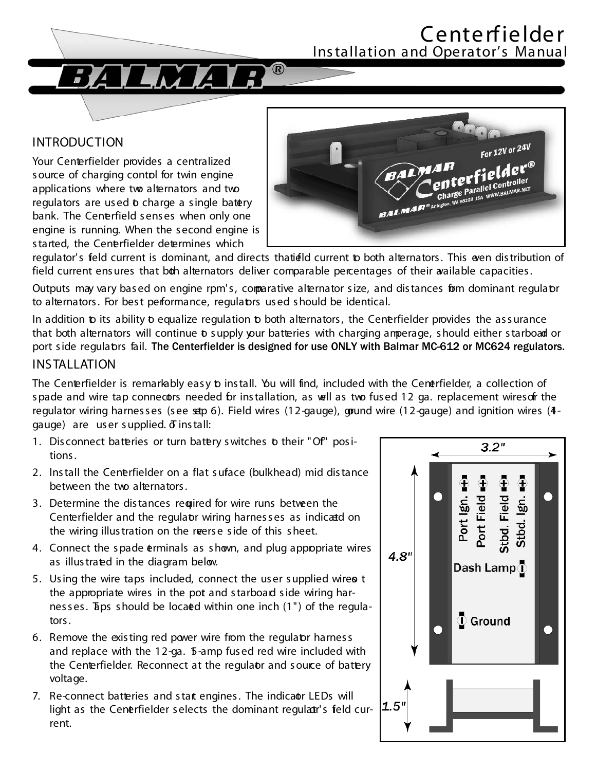# Centerfielder

## Installation and Operator's Manual

## INTRODUCTION

Your Centerfielder provides a centralized source of charging control for twin engine applications where two alternators and two regulators are used to charge a single battery bank. The Centerfield senses when only one engine is running. When the second engine is started, the Centerfielder determines which regulator's field current is dominant, and directs that field current to both alternators. This even distribution of field current ensures that both alternators deliver comparable percentages of their available capacities.

Outputs may vary based on engine rpm's, comparative alternator size, and distances from dominant regulator to alternators. For best performance, regulators used should be identical.

In addition to its ability to equalize regulation to both alternators, the Centerfielder provides the assurance that both alternators will continue to supply your batteries with charging amperage, should either starboard or port side regulators fail. **The Centerfielder is designed for use ONLY with Balmar MC-612 or MC624 regulators.**

## INSTALLATION

The Centerfielder is remarkably easy to install. You will find, included with the Centerfielder, a collection of spade and wire tap connectors needed for installation, as well as two fused 12 ga. replacement wires for the regulator wiring harnesses (see step 6). Field wires (12-gauge), ground wire (12-gauge) and ignition wires (14-gauge) are user supplied. To install:

1. Disconnect batteries or turn battery switches to their "Off" positions.
2. Install the Centerfielder on a flat surface (bulkhead) mid distance between the two alternators.
3. Determine the distances required for wire runs between the Centerfielder and the regulator wiring harnesses as indicated on the wiring illustration on the reverse side of this sheet.
4. Connect the spade terminals as shown, and plug appropriate wires as illustrated in the diagram below.
5. Using the wire taps included, connect the user supplied wires to the appropriate wires in the port and starboard side wiring harnesses. Taps should be located within one inch (1") of the regulators.
6. Remove the existing red power wire from the regulator harness and replace with the 12-ga. 15-amp fused red wire included with the Centerfielder. Reconnect at the regulator and source of battery voltage.
7. Re-connect batteries and start engines. The indicator LEDs will light as the Centerfielder selects the dominant regulator's field current.

3.2"

4.8"

Port Ign. Port Field Stbd. Field Stbd. Ign.

Dash Lamp

Ground

1.5"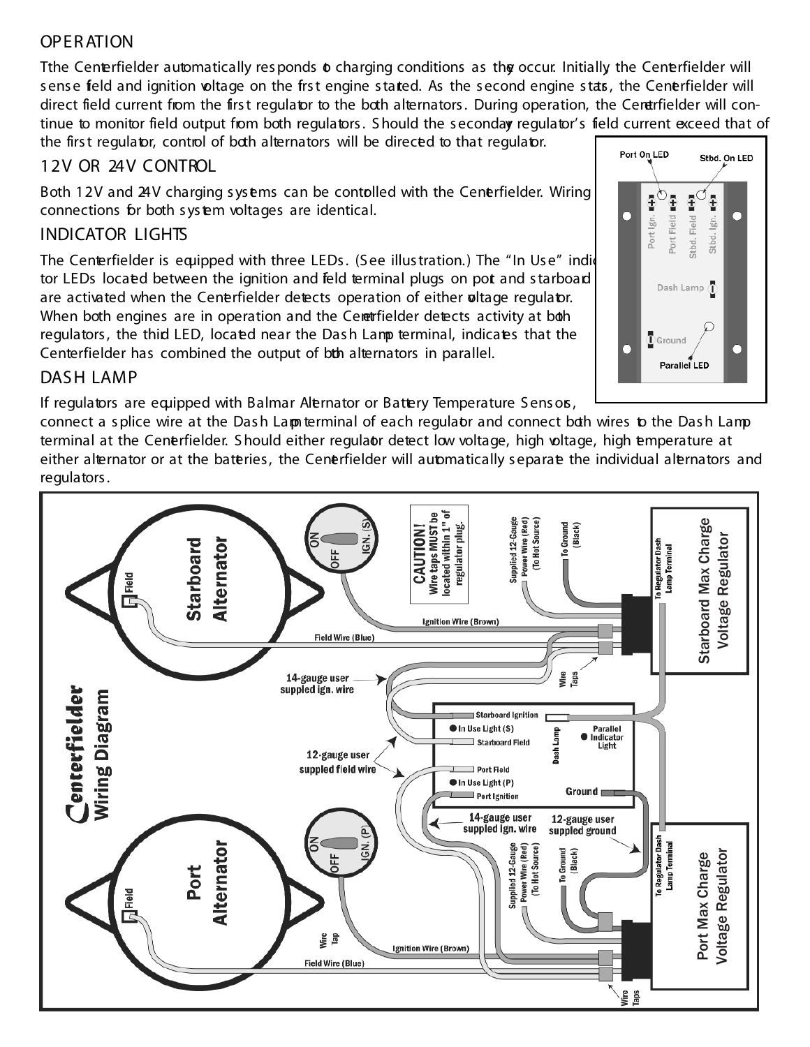## OPERATION

Tthe Centerfielder automatically responds to charging conditions as they occur. Initially the Centerfielder will sense field and ignition voltage on the first engine started. As the second engine starts, the Centerfielder will direct field current from the first regulator to the both alternators. During operation, the Centerfielder will continue to monitor field output from both regulators. Should the secondary regulator's field current exceed that of the first regulator, control of both alternators will be directed to that regulator.

## 12V OR 24V CONTROL

Both 12V and 24V charging systems can be contolled with the Centerfielder. Wiring connections for both system voltages are identical.

## INDICATOR LIGHTS

The Centerfielder is equipped with three LEDs. (See illustration.) The "In Use" indicator LEDs located between the ignition and field terminal plugs on port and starboard are activated when the Centerfielder detects operation of either voltage regulator. When both engines are in operation and the Centerfielder detects activity at both regulators, the third LED, located near the Dash Lamp terminal, indicates that the Centerfielder has combined the output of both alternators in parallel.

## DASH LAMP

If regulators are equipped with Balmar Alternator or Battery Temperature Sensors, connect a splice wire at the Dash Lamp terminal of each regulator and connect both wires to the Dash Lamp terminal at the Centerfielder. Should either regulator detect low voltage, high voltage, high temperature at either alternator or at the batteries, the Centerfielder will automatically separate the individual alternators and regulators.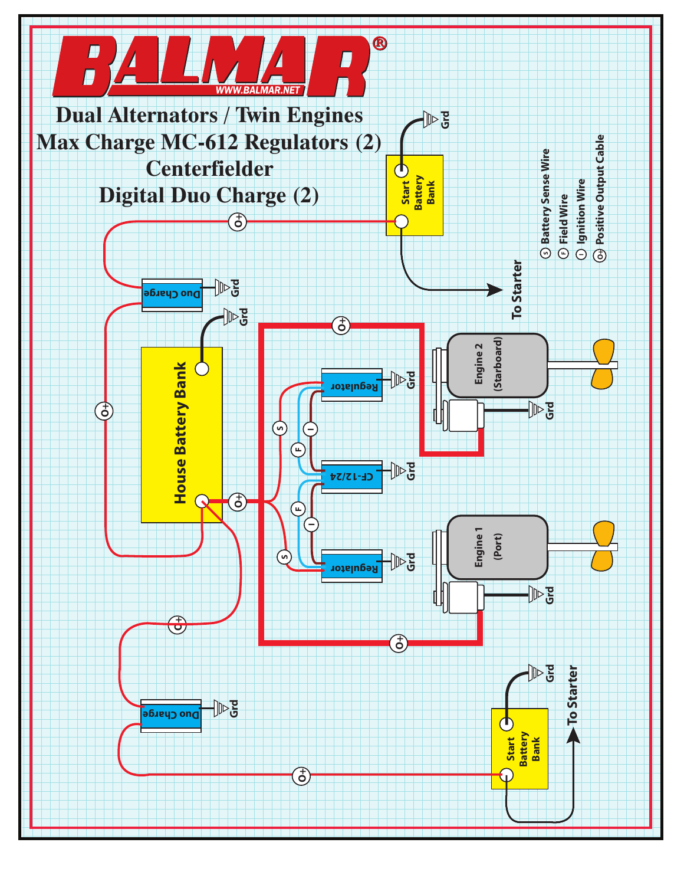# BALMAR®

WWW.BALMAR.NET

## Dual Alternators / Twin Engines
## Max Charge MC-612 Regulators (2)
## Centerfielder
## Digital Duo Charge (2)

- Ⓢ Battery Sense Wire
- Ⓕ Field Wire
- Ⓘ Ignition Wire
- O+ Positive Output Cable

Start Battery Bank

Grd

To Starter

Duo Charge

Grd

House Battery Bank

Regulator

CF-12/24

Regulator

Engine 2 (Starboard)

Engine 1 (Port)

Duo Charge

Start Battery Bank

To Starter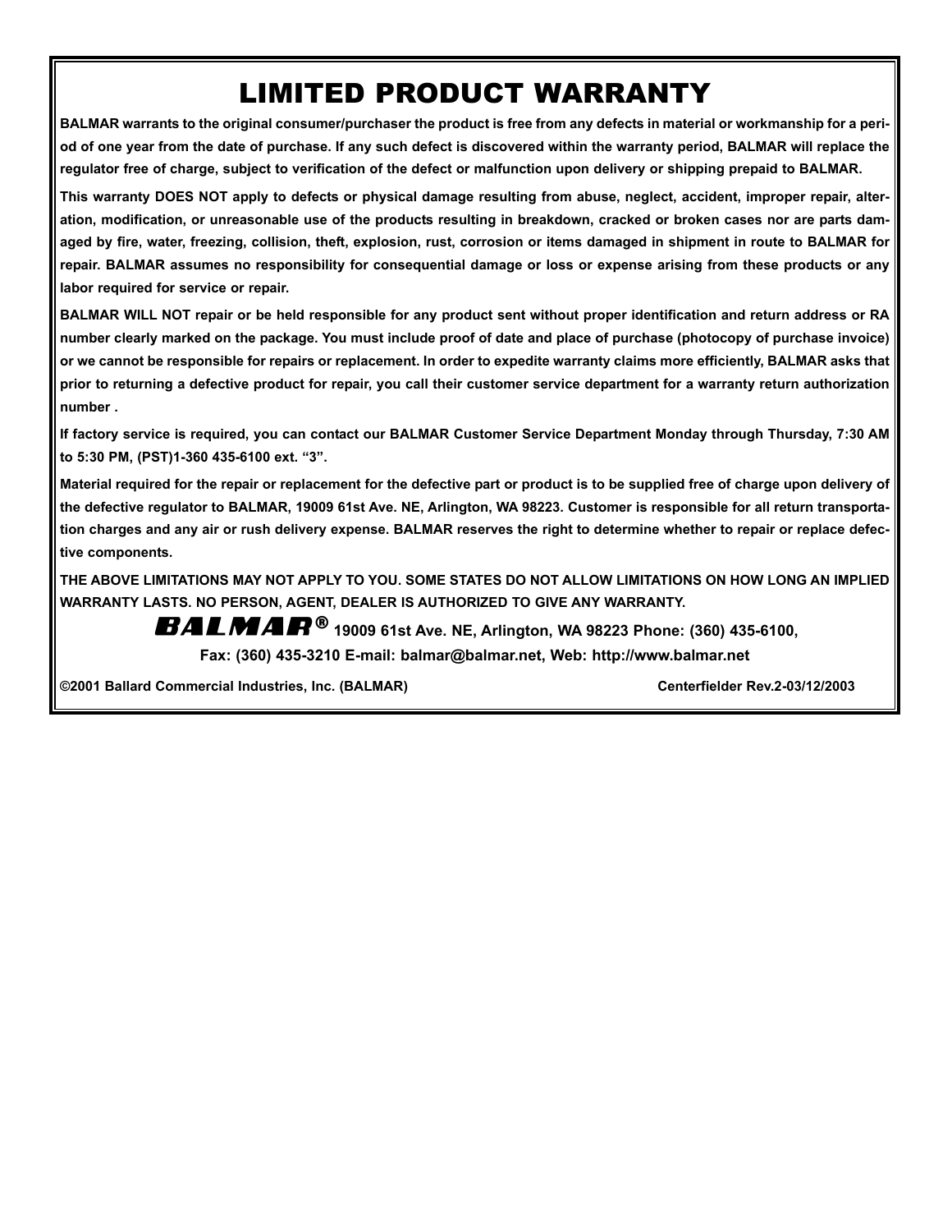# LIMITED PRODUCT WARRANTY

**BALMAR warrants to the original consumer/purchaser the product is free from any defects in material or workmanship for a period of one year from the date of purchase. If any such defect is discovered within the warranty period, BALMAR will replace the regulator free of charge, subject to verification of the defect or malfunction upon delivery or shipping prepaid to BALMAR.**

**This warranty DOES NOT apply to defects or physical damage resulting from abuse, neglect, accident, improper repair, alteration, modification, or unreasonable use of the products resulting in breakdown, cracked or broken cases nor are parts damaged by fire, water, freezing, collision, theft, explosion, rust, corrosion or items damaged in shipment in route to BALMAR for repair. BALMAR assumes no responsibility for consequential damage or loss or expense arising from these products or any labor required for service or repair.**

**BALMAR WILL NOT repair or be held responsible for any product sent without proper identification and return address or RA number clearly marked on the package. You must include proof of date and place of purchase (photocopy of purchase invoice) or we cannot be responsible for repairs or replacement. In order to expedite warranty claims more efficiently, BALMAR asks that prior to returning a defective product for repair, you call their customer service department for a warranty return authorization number .**

**If factory service is required, you can contact our BALMAR Customer Service Department Monday through Thursday, 7:30 AM to 5:30 PM, (PST)1-360 435-6100 ext. "3".**

**Material required for the repair or replacement for the defective part or product is to be supplied free of charge upon delivery of the defective regulator to BALMAR, 19009 61st Ave. NE, Arlington, WA 98223. Customer is responsible for all return transportation charges and any air or rush delivery expense. BALMAR reserves the right to determine whether to repair or replace defective components.**

**THE ABOVE LIMITATIONS MAY NOT APPLY TO YOU. SOME STATES DO NOT ALLOW LIMITATIONS ON HOW LONG AN IMPLIED WARRANTY LASTS. NO PERSON, AGENT, DEALER IS AUTHORIZED TO GIVE ANY WARRANTY.**

**BALMAR® 19009 61st Ave. NE, Arlington, WA 98223 Phone: (360) 435-6100,**

**Fax: (360) 435-3210 E-mail: balmar@balmar.net, Web: http://www.balmar.net**

**©2001 Ballard Commercial Industries, Inc. (BALMAR) Centerfielder Rev.2-03/12/2003**